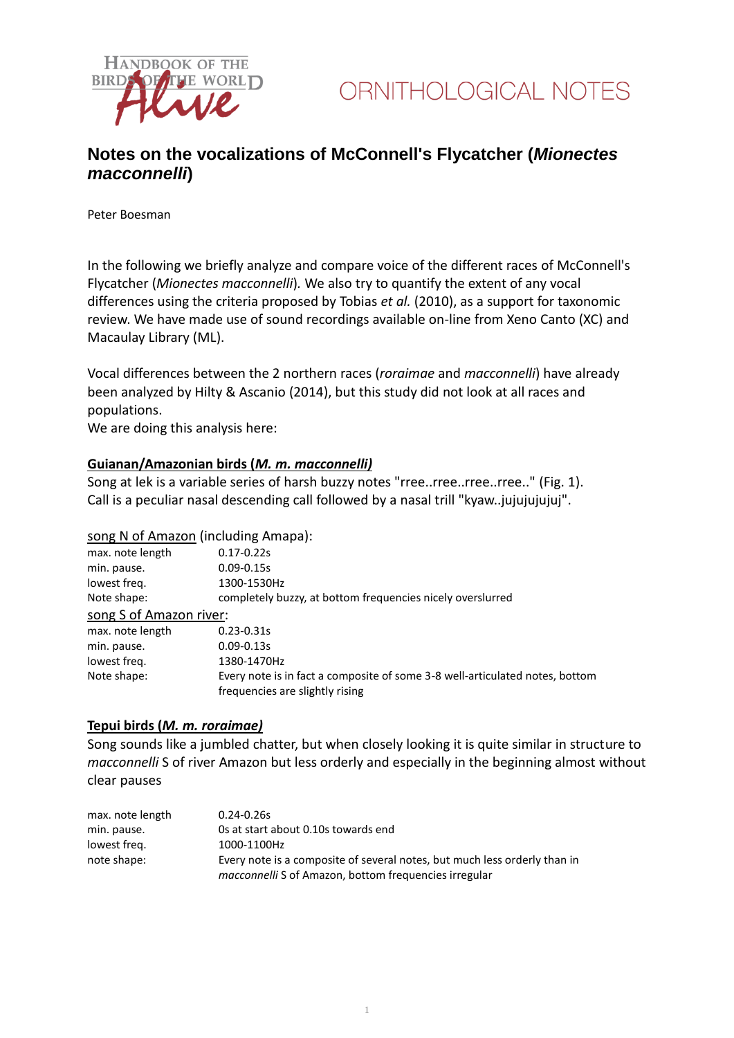Handbook of the Birds of the World Alive

ORNITHOLOGICAL NOTES

# Notes on the vocalizations of McConnell's Flycatcher (*Mionectes macconnelli*)

Peter Boesman

In the following we briefly analyze and compare voice of the different races of McConnell's Flycatcher (*Mionectes macconnelli*). We also try to quantify the extent of any vocal differences using the criteria proposed by Tobias *et al.* (2010), as a support for taxonomic review. We have made use of sound recordings available on-line from Xeno Canto (XC) and Macaulay Library (ML).

Vocal differences between the 2 northern races (*roraimae* and *macconnelli*) have already been analyzed by Hilty & Ascanio (2014), but this study did not look at all races and populations.
We are doing this analysis here:

## Guianan/Amazonian birds (*M. m. macconnelli)*

Song at lek is a variable series of harsh buzzy notes "rree..rree..rree..rree.." (Fig. 1).
Call is a peculiar nasal descending call followed by a nasal trill "kyaw..jujujujujuj".

song N of Amazon (including Amapa):

| | |
|---|---|
| max. note length | 0.17-0.22s |
| min. pause. | 0.09-0.15s |
| lowest freq. | 1300-1530Hz |
| Note shape: | completely buzzy, at bottom frequencies nicely overslurred |

song S of Amazon river:

| | |
|---|---|
| max. note length | 0.23-0.31s |
| min. pause. | 0.09-0.13s |
| lowest freq. | 1380-1470Hz |
| Note shape: | Every note is in fact a composite of some 3-8 well-articulated notes, bottom frequencies are slightly rising |

## Tepui birds (*M. m. roraimae)*

Song sounds like a jumbled chatter, but when closely looking it is quite similar in structure to *macconnelli* S of river Amazon but less orderly and especially in the beginning almost without clear pauses

| | |
|---|---|
| max. note length | 0.24-0.26s |
| min. pause. | 0s at start about 0.10s towards end |
| lowest freq. | 1000-1100Hz |
| note shape: | Every note is a composite of several notes, but much less orderly than in *macconnelli* S of Amazon, bottom frequencies irregular |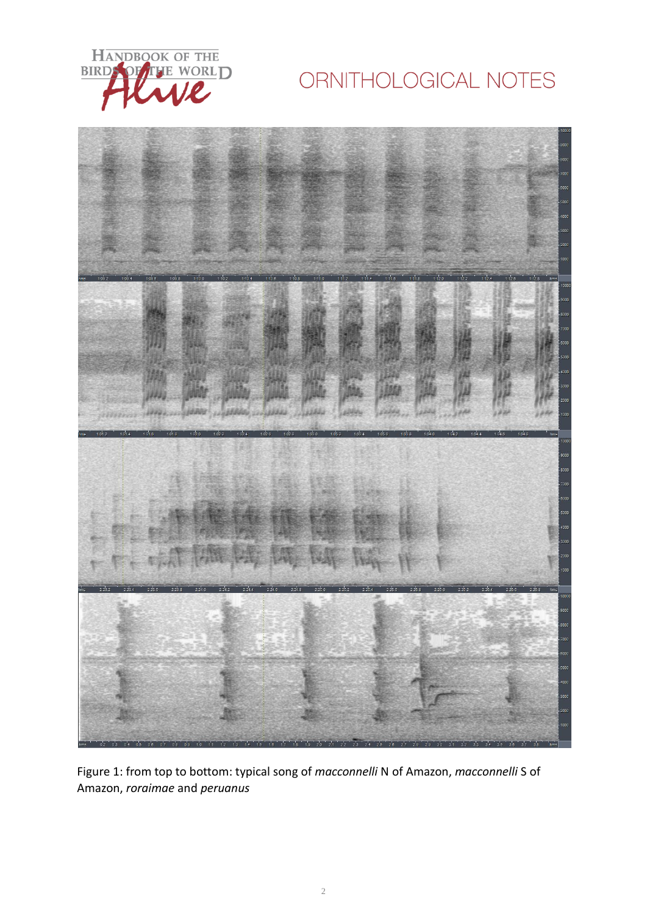Figure 1: from top to bottom: typical song of *macconnelli* N of Amazon, *macconnelli* S of Amazon, *roraimae* and *peruanus*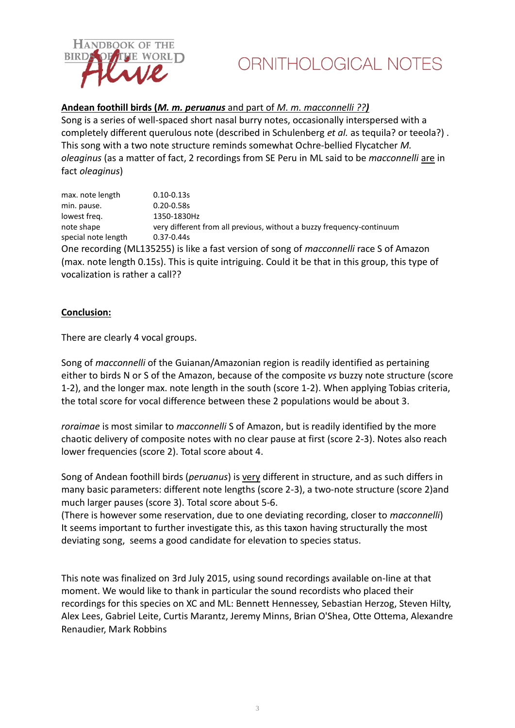**Andean foothill birds (*M. m. peruanus* and part of *M. m. macconnelli ??*)**

Song is a series of well-spaced short nasal burry notes, occasionally interspersed with a completely different querulous note (described in Schulenberg *et al.* as tequila? or teeola?) . This song with a two note structure reminds somewhat Ochre-bellied Flycatcher *M. oleaginus* (as a matter of fact, 2 recordings from SE Peru in ML said to be *macconnelli* are in fact *oleaginus*)

| | |
|---|---|
| max. note length | 0.10-0.13s |
| min. pause. | 0.20-0.58s |
| lowest freq. | 1350-1830Hz |
| note shape | very different from all previous, without a buzzy frequency-continuum |
| special note length | 0.37-0.44s |

One recording (ML135255) is like a fast version of song of *macconnelli* race S of Amazon (max. note length 0.15s). This is quite intriguing. Could it be that in this group, this type of vocalization is rather a call??

**Conclusion:**

There are clearly 4 vocal groups.

Song of *macconnelli* of the Guianan/Amazonian region is readily identified as pertaining either to birds N or S of the Amazon, because of the composite *vs* buzzy note structure (score 1-2), and the longer max. note length in the south (score 1-2). When applying Tobias criteria, the total score for vocal difference between these 2 populations would be about 3.

*roraimae* is most similar to *macconnelli* S of Amazon, but is readily identified by the more chaotic delivery of composite notes with no clear pause at first (score 2-3). Notes also reach lower frequencies (score 2). Total score about 4.

Song of Andean foothill birds (*peruanus*) is very different in structure, and as such differs in many basic parameters: different note lengths (score 2-3), a two-note structure (score 2)and much larger pauses (score 3). Total score about 5-6.
(There is however some reservation, due to one deviating recording, closer to *macconnelli*)
It seems important to further investigate this, as this taxon having structurally the most deviating song, seems a good candidate for elevation to species status.

This note was finalized on 3rd July 2015, using sound recordings available on-line at that moment. We would like to thank in particular the sound recordists who placed their recordings for this species on XC and ML: Bennett Hennessey, Sebastian Herzog, Steven Hilty, Alex Lees, Gabriel Leite, Curtis Marantz, Jeremy Minns, Brian O'Shea, Otte Ottema, Alexandre Renaudier, Mark Robbins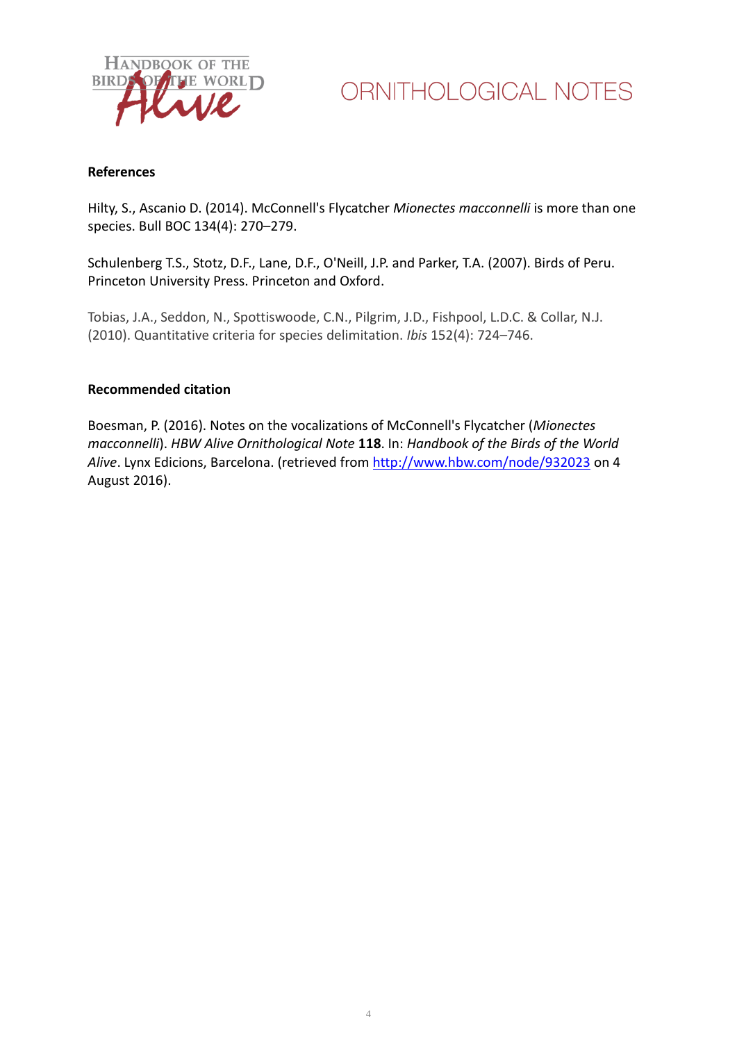**References**

Hilty, S., Ascanio D. (2014). McConnell's Flycatcher *Mionectes macconnelli* is more than one species. Bull BOC 134(4): 270–279.

Schulenberg T.S., Stotz, D.F., Lane, D.F., O'Neill, J.P. and Parker, T.A. (2007). Birds of Peru. Princeton University Press. Princeton and Oxford.

Tobias, J.A., Seddon, N., Spottiswoode, C.N., Pilgrim, J.D., Fishpool, L.D.C. & Collar, N.J. (2010). Quantitative criteria for species delimitation. *Ibis* 152(4): 724–746.

**Recommended citation**

Boesman, P. (2016). Notes on the vocalizations of McConnell's Flycatcher (*Mionectes macconnelli*). *HBW Alive Ornithological Note* **118**. In: *Handbook of the Birds of the World Alive*. Lynx Edicions, Barcelona. (retrieved from http://www.hbw.com/node/932023 on 4 August 2016).